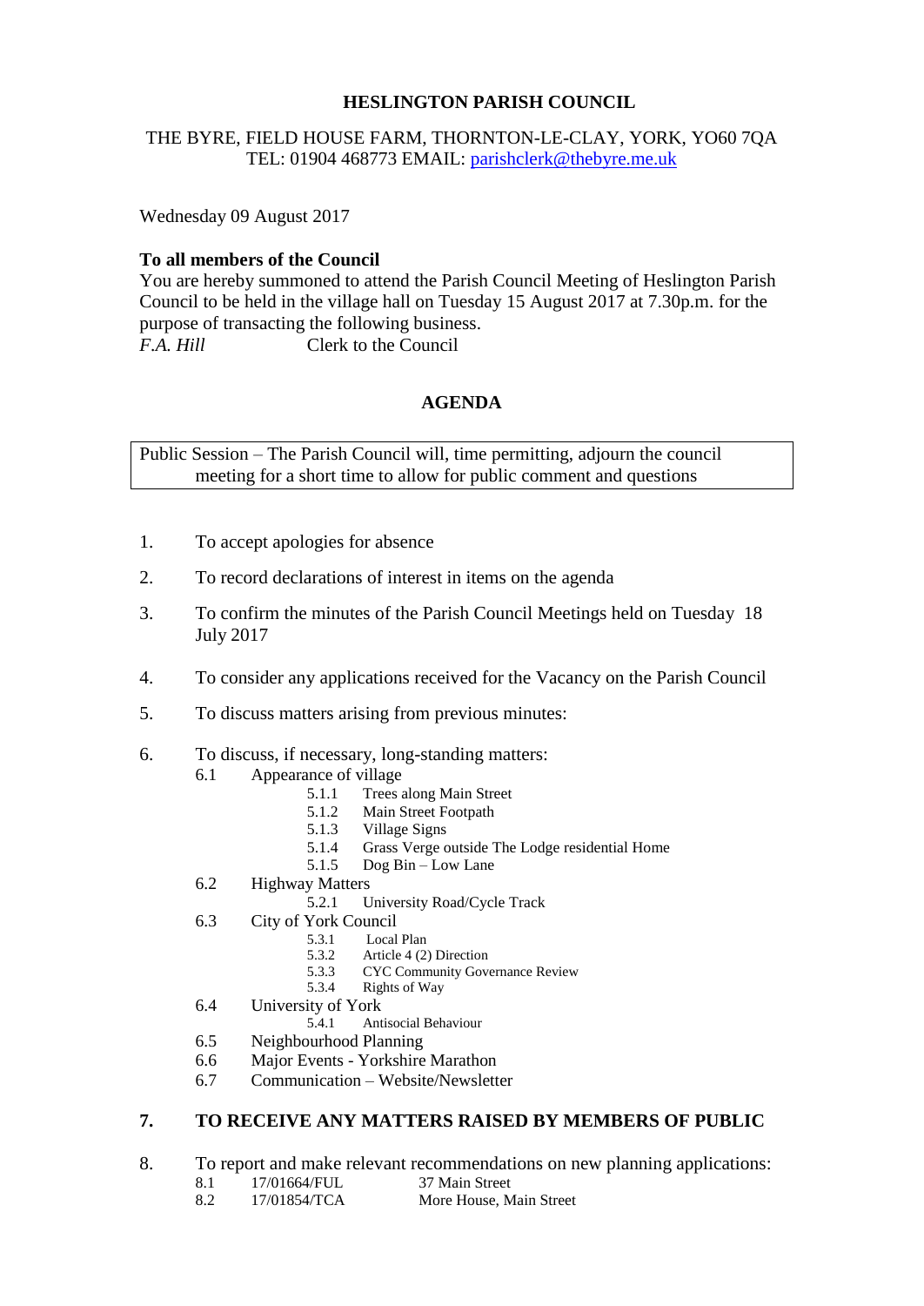# HESLINGTON PARISH COUNCIL

THE BYRE, FIELD HOUSE FARM, THORNTON-LE-CLAY, YORK, YO60 7QA
TEL: 01904 468773 EMAIL: parishclerk@thebyre.me.uk

Wednesday 09 August 2017

**To all members of the Council**
You are hereby summoned to attend the Parish Council Meeting of Heslington Parish Council to be held in the village hall on Tuesday 15 August 2017 at 7.30p.m. for the purpose of transacting the following business.
*F.A. Hill* Clerk to the Council

## AGENDA

Public Session – The Parish Council will, time permitting, adjourn the council meeting for a short time to allow for public comment and questions

1. To accept apologies for absence
2. To record declarations of interest in items on the agenda
3. To confirm the minutes of the Parish Council Meetings held on Tuesday 18 July 2017
4. To consider any applications received for the Vacancy on the Parish Council
5. To discuss matters arising from previous minutes:
6. To discuss, if necessary, long-standing matters:
   - 6.1 Appearance of village
     - 5.1.1 Trees along Main Street
     - 5.1.2 Main Street Footpath
     - 5.1.3 Village Signs
     - 5.1.4 Grass Verge outside The Lodge residential Home
     - 5.1.5 Dog Bin – Low Lane
   - 6.2 Highway Matters
     - 5.2.1 University Road/Cycle Track
   - 6.3 City of York Council
     - 5.3.1 Local Plan
     - 5.3.2 Article 4 (2) Direction
     - 5.3.3 CYC Community Governance Review
     - 5.3.4 Rights of Way
   - 6.4 University of York
     - 5.4.1 Antisocial Behaviour
   - 6.5 Neighbourhood Planning
   - 6.6 Major Events - Yorkshire Marathon
   - 6.7 Communication – Website/Newsletter
7. **TO RECEIVE ANY MATTERS RAISED BY MEMBERS OF PUBLIC**
8. To report and make relevant recommendations on new planning applications:
   - 8.1 17/01664/FUL 37 Main Street
   - 8.2 17/01854/TCA More House, Main Street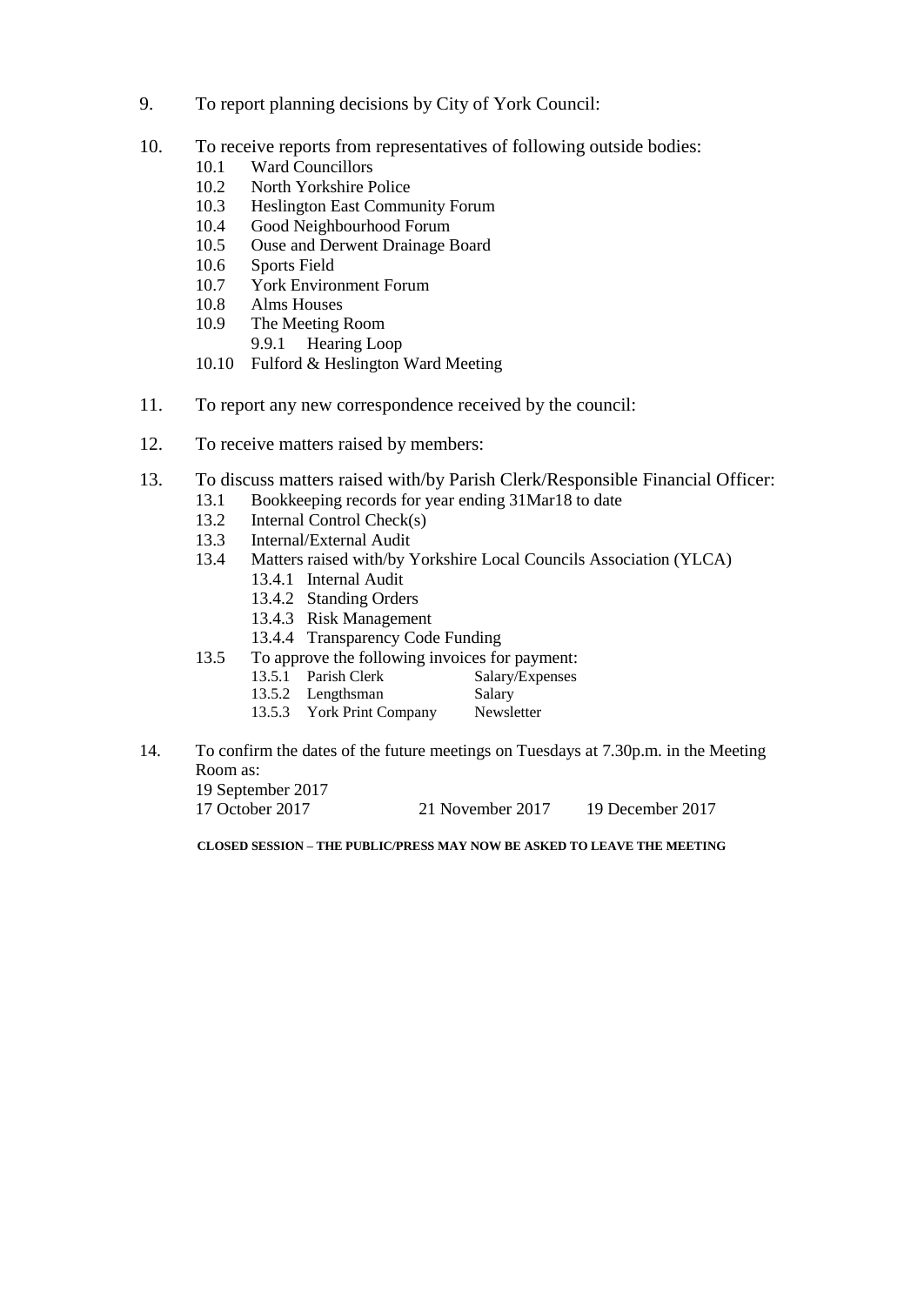9. To report planning decisions by City of York Council:

10. To receive reports from representatives of following outside bodies:
    - 10.1 Ward Councillors
    - 10.2 North Yorkshire Police
    - 10.3 Heslington East Community Forum
    - 10.4 Good Neighbourhood Forum
    - 10.5 Ouse and Derwent Drainage Board
    - 10.6 Sports Field
    - 10.7 York Environment Forum
    - 10.8 Alms Houses
    - 10.9 The Meeting Room
        - 9.9.1 Hearing Loop
    - 10.10 Fulford & Heslington Ward Meeting

11. To report any new correspondence received by the council:

12. To receive matters raised by members:

13. To discuss matters raised with/by Parish Clerk/Responsible Financial Officer:
    - 13.1 Bookkeeping records for year ending 31Mar18 to date
    - 13.2 Internal Control Check(s)
    - 13.3 Internal/External Audit
    - 13.4 Matters raised with/by Yorkshire Local Councils Association (YLCA)
        - 13.4.1 Internal Audit
        - 13.4.2 Standing Orders
        - 13.4.3 Risk Management
        - 13.4.4 Transparency Code Funding
    - 13.5 To approve the following invoices for payment:

| | | |
|---|---|---|
| 13.5.1 | Parish Clerk | Salary/Expenses |
| 13.5.2 | Lengthsman | Salary |
| 13.5.3 | York Print Company | Newsletter |

14. To confirm the dates of the future meetings on Tuesdays at 7.30p.m. in the Meeting Room as:

19 September 2017
17 October 2017 21 November 2017 19 December 2017

**CLOSED SESSION – THE PUBLIC/PRESS MAY NOW BE ASKED TO LEAVE THE MEETING**